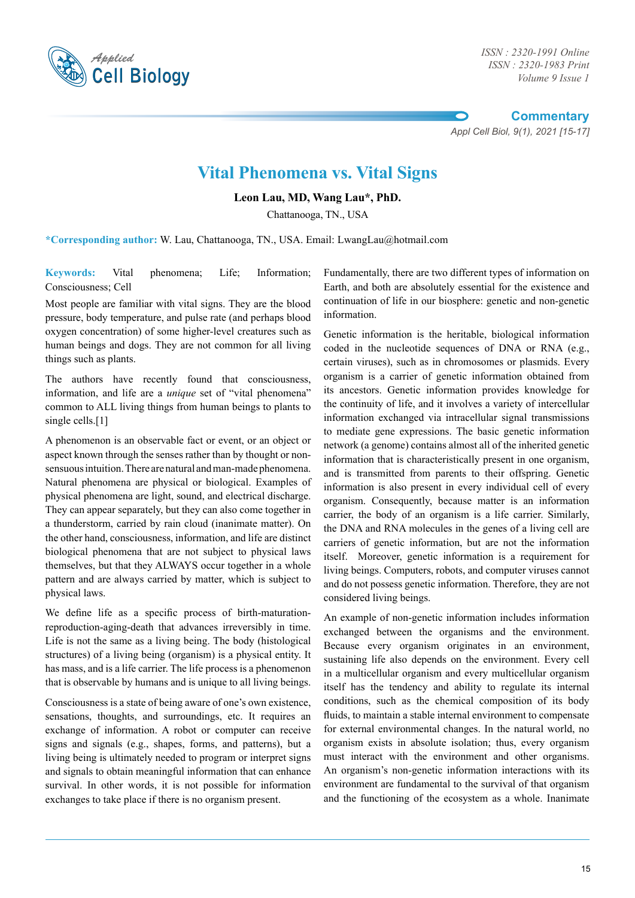Commentary

# Vital Phenomena vs. Vital Signs

**Leon Lau, MD, Wang Lau\*, PhD.**

Chattanooga, TN., USA

**\*Corresponding author:** W. Lau, Chattanooga, TN., USA. Email: LwangLau@hotmail.com

**Keywords:** Vital phenomena; Life; Information; Consciousness; Cell

Most people are familiar with vital signs. They are the blood pressure, body temperature, and pulse rate (and perhaps blood oxygen concentration) of some higher-level creatures such as human beings and dogs. They are not common for all living things such as plants.

The authors have recently found that consciousness, information, and life are a *unique* set of "vital phenomena" common to ALL living things from human beings to plants to single cells.[1]

A phenomenon is an observable fact or event, or an object or aspect known through the senses rather than by thought or non-sensuous intuition. There are natural and man-made phenomena. Natural phenomena are physical or biological. Examples of physical phenomena are light, sound, and electrical discharge. They can appear separately, but they can also come together in a thunderstorm, carried by rain cloud (inanimate matter). On the other hand, consciousness, information, and life are distinct biological phenomena that are not subject to physical laws themselves, but that they ALWAYS occur together in a whole pattern and are always carried by matter, which is subject to physical laws.

We define life as a specific process of birth-maturation-reproduction-aging-death that advances irreversibly in time. Life is not the same as a living being. The body (histological structures) of a living being (organism) is a physical entity. It has mass, and is a life carrier. The life process is a phenomenon that is observable by humans and is unique to all living beings.

Consciousness is a state of being aware of one's own existence, sensations, thoughts, and surroundings, etc. It requires an exchange of information. A robot or computer can receive signs and signals (e.g., shapes, forms, and patterns), but a living being is ultimately needed to program or interpret signs and signals to obtain meaningful information that can enhance survival. In other words, it is not possible for information exchanges to take place if there is no organism present.

Fundamentally, there are two different types of information on Earth, and both are absolutely essential for the existence and continuation of life in our biosphere: genetic and non-genetic information.

Genetic information is the heritable, biological information coded in the nucleotide sequences of DNA or RNA (e.g., certain viruses), such as in chromosomes or plasmids. Every organism is a carrier of genetic information obtained from its ancestors. Genetic information provides knowledge for the continuity of life, and it involves a variety of intercellular information exchanged via intracellular signal transmissions to mediate gene expressions. The basic genetic information network (a genome) contains almost all of the inherited genetic information that is characteristically present in one organism, and is transmitted from parents to their offspring. Genetic information is also present in every individual cell of every organism. Consequently, because matter is an information carrier, the body of an organism is a life carrier. Similarly, the DNA and RNA molecules in the genes of a living cell are carriers of genetic information, but are not the information itself. Moreover, genetic information is a requirement for living beings. Computers, robots, and computer viruses cannot and do not possess genetic information. Therefore, they are not considered living beings.

An example of non-genetic information includes information exchanged between the organisms and the environment. Because every organism originates in an environment, sustaining life also depends on the environment. Every cell in a multicellular organism and every multicellular organism itself has the tendency and ability to regulate its internal conditions, such as the chemical composition of its body fluids, to maintain a stable internal environment to compensate for external environmental changes. In the natural world, no organism exists in absolute isolation; thus, every organism must interact with the environment and other organisms. An organism's non-genetic information interactions with its environment are fundamental to the survival of that organism and the functioning of the ecosystem as a whole. Inanimate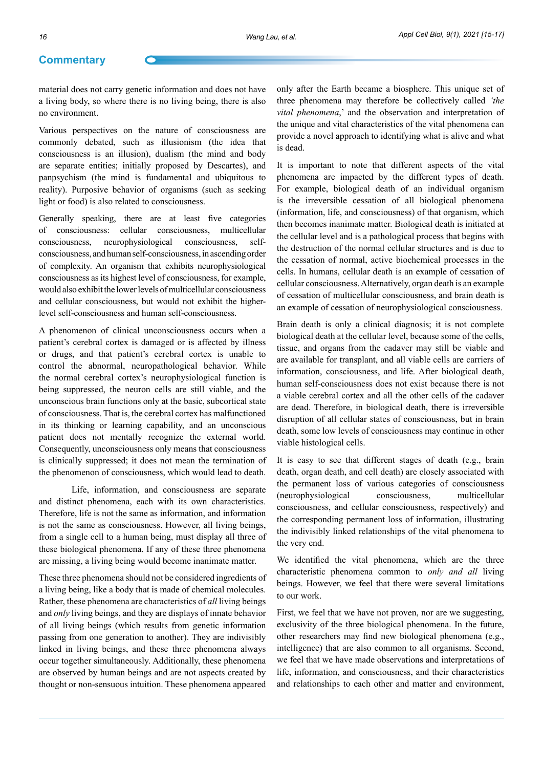material does not carry genetic information and does not have a living body, so where there is no living being, there is also no environment.

Various perspectives on the nature of consciousness are commonly debated, such as illusionism (the idea that consciousness is an illusion), dualism (the mind and body are separate entities; initially proposed by Descartes), and panpsychism (the mind is fundamental and ubiquitous to reality). Purposive behavior of organisms (such as seeking light or food) is also related to consciousness.

Generally speaking, there are at least five categories of consciousness: cellular consciousness, multicellular consciousness, neurophysiological consciousness, self-consciousness, and human self-consciousness, in ascending order of complexity. An organism that exhibits neurophysiological consciousness as its highest level of consciousness, for example, would also exhibit the lower levels of multicellular consciousness and cellular consciousness, but would not exhibit the higher-level self-consciousness and human self-consciousness.

A phenomenon of clinical unconsciousness occurs when a patient's cerebral cortex is damaged or is affected by illness or drugs, and that patient's cerebral cortex is unable to control the abnormal, neuropathological behavior. While the normal cerebral cortex's neurophysiological function is being suppressed, the neuron cells are still viable, and the unconscious brain functions only at the basic, subcortical state of consciousness. That is, the cerebral cortex has malfunctioned in its thinking or learning capability, and an unconscious patient does not mentally recognize the external world. Consequently, unconsciousness only means that consciousness is clinically suppressed; it does not mean the termination of the phenomenon of consciousness, which would lead to death.

Life, information, and consciousness are separate and distinct phenomena, each with its own characteristics. Therefore, life is not the same as information, and information is not the same as consciousness. However, all living beings, from a single cell to a human being, must display all three of these biological phenomena. If any of these three phenomena are missing, a living being would become inanimate matter.

These three phenomena should not be considered ingredients of a living being, like a body that is made of chemical molecules. Rather, these phenomena are characteristics of *all* living beings and *only* living beings, and they are displays of innate behavior of all living beings (which results from genetic information passing from one generation to another). They are indivisibly linked in living beings, and these three phenomena always occur together simultaneously. Additionally, these phenomena are observed by human beings and are not aspects created by thought or non-sensuous intuition. These phenomena appeared only after the Earth became a biosphere. This unique set of three phenomena may therefore be collectively called *'the vital phenomena*,' and the observation and interpretation of the unique and vital characteristics of the vital phenomena can provide a novel approach to identifying what is alive and what is dead.

It is important to note that different aspects of the vital phenomena are impacted by the different types of death. For example, biological death of an individual organism is the irreversible cessation of all biological phenomena (information, life, and consciousness) of that organism, which then becomes inanimate matter. Biological death is initiated at the cellular level and is a pathological process that begins with the destruction of the normal cellular structures and is due to the cessation of normal, active biochemical processes in the cells. In humans, cellular death is an example of cessation of cellular consciousness. Alternatively, organ death is an example of cessation of multicellular consciousness, and brain death is an example of cessation of neurophysiological consciousness.

Brain death is only a clinical diagnosis; it is not complete biological death at the cellular level, because some of the cells, tissue, and organs from the cadaver may still be viable and are available for transplant, and all viable cells are carriers of information, consciousness, and life. After biological death, human self-consciousness does not exist because there is not a viable cerebral cortex and all the other cells of the cadaver are dead. Therefore, in biological death, there is irreversible disruption of all cellular states of consciousness, but in brain death, some low levels of consciousness may continue in other viable histological cells.

It is easy to see that different stages of death (e.g., brain death, organ death, and cell death) are closely associated with the permanent loss of various categories of consciousness (neurophysiological consciousness, multicellular consciousness, and cellular consciousness, respectively) and the corresponding permanent loss of information, illustrating the indivisibly linked relationships of the vital phenomena to the very end.

We identified the vital phenomena, which are the three characteristic phenomena common to *only and all* living beings. However, we feel that there were several limitations to our work.

First, we feel that we have not proven, nor are we suggesting, exclusivity of the three biological phenomena. In the future, other researchers may find new biological phenomena (e.g., intelligence) that are also common to all organisms. Second, we feel that we have made observations and interpretations of life, information, and consciousness, and their characteristics and relationships to each other and matter and environment,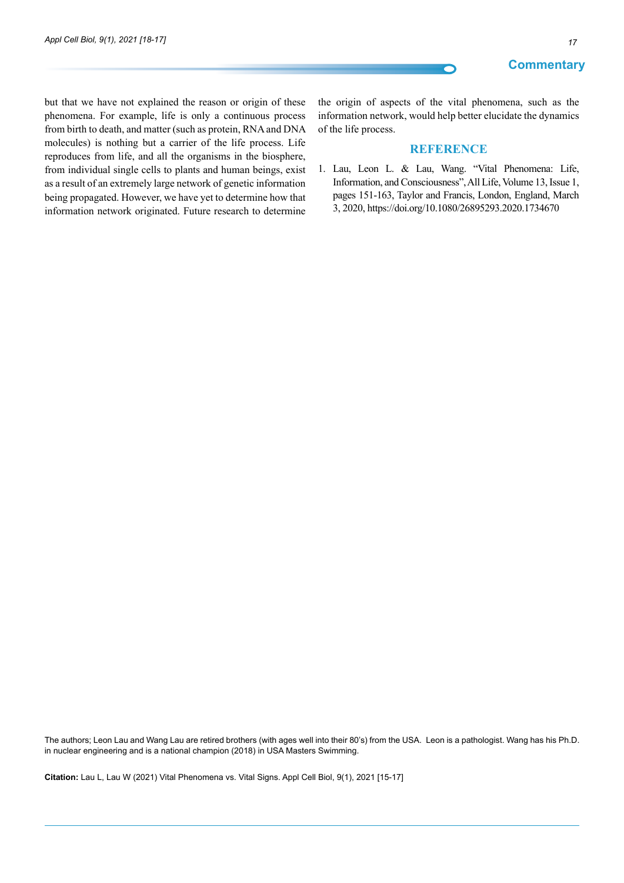but that we have not explained the reason or origin of these phenomena. For example, life is only a continuous process from birth to death, and matter (such as protein, RNA and DNA molecules) is nothing but a carrier of the life process. Life reproduces from life, and all the organisms in the biosphere, from individual single cells to plants and human beings, exist as a result of an extremely large network of genetic information being propagated. However, we have yet to determine how that information network originated. Future research to determine the origin of aspects of the vital phenomena, such as the information network, would help better elucidate the dynamics of the life process.

## REFERENCE

1. Lau, Leon L. & Lau, Wang. "Vital Phenomena: Life, Information, and Consciousness", All Life, Volume 13, Issue 1, pages 151-163, Taylor and Francis, London, England, March 3, 2020, https://doi.org/10.1080/26895293.2020.1734670

The authors; Leon Lau and Wang Lau are retired brothers (with ages well into their 80's) from the USA. Leon is a pathologist. Wang has his Ph.D. in nuclear engineering and is a national champion (2018) in USA Masters Swimming.

**Citation:** Lau L, Lau W (2021) Vital Phenomena vs. Vital Signs. Appl Cell Biol, 9(1), 2021 [15-17]